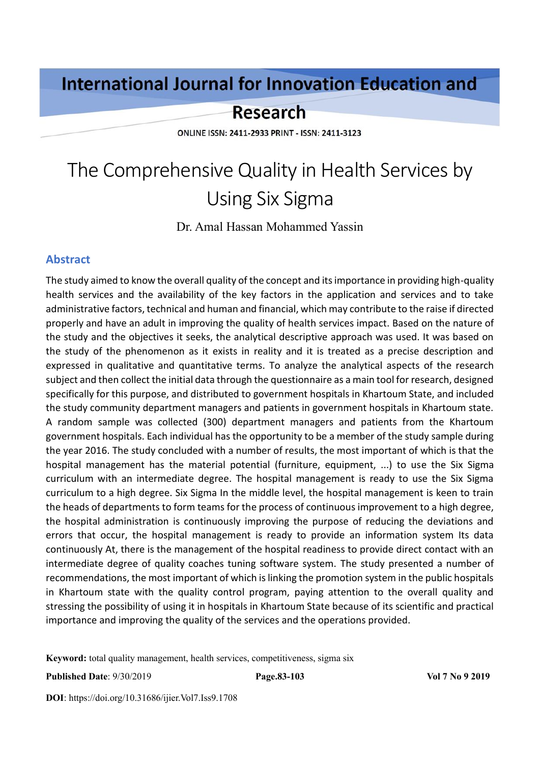# International Journal for Innovation Education and Research

ONLINE ISSN: 2411-2933 PRINT - ISSN: 2411-3123

# The Comprehensive Quality in Health Services by Using Six Sigma

Dr. Amal Hassan Mohammed Yassin

## Abstract

The study aimed to know the overall quality of the concept and its importance in providing high-quality health services and the availability of the key factors in the application and services and to take administrative factors, technical and human and financial, which may contribute to the raise if directed properly and have an adult in improving the quality of health services impact. Based on the nature of the study and the objectives it seeks, the analytical descriptive approach was used. It was based on the study of the phenomenon as it exists in reality and it is treated as a precise description and expressed in qualitative and quantitative terms. To analyze the analytical aspects of the research subject and then collect the initial data through the questionnaire as a main tool for research, designed specifically for this purpose, and distributed to government hospitals in Khartoum State, and included the study community department managers and patients in government hospitals in Khartoum state. A random sample was collected (300) department managers and patients from the Khartoum government hospitals. Each individual has the opportunity to be a member of the study sample during the year 2016. The study concluded with a number of results, the most important of which is that the hospital management has the material potential (furniture, equipment, ...) to use the Six Sigma curriculum with an intermediate degree. The hospital management is ready to use the Six Sigma curriculum to a high degree. Six Sigma In the middle level, the hospital management is keen to train the heads of departments to form teams for the process of continuous improvement to a high degree, the hospital administration is continuously improving the purpose of reducing the deviations and errors that occur, the hospital management is ready to provide an information system Its data continuously At, there is the management of the hospital readiness to provide direct contact with an intermediate degree of quality coaches tuning software system. The study presented a number of recommendations, the most important of which is linking the promotion system in the public hospitals in Khartoum state with the quality control program, paying attention to the overall quality and stressing the possibility of using it in hospitals in Khartoum State because of its scientific and practical importance and improving the quality of the services and the operations provided.

**Keyword:** total quality management, health services, competitiveness, sigma six

**Published Date**: 9/30/2019 **Page.83-103** **Vol 7 No 9 2019**

**DOI**: https://doi.org/10.31686/ijier.Vol7.Iss9.1708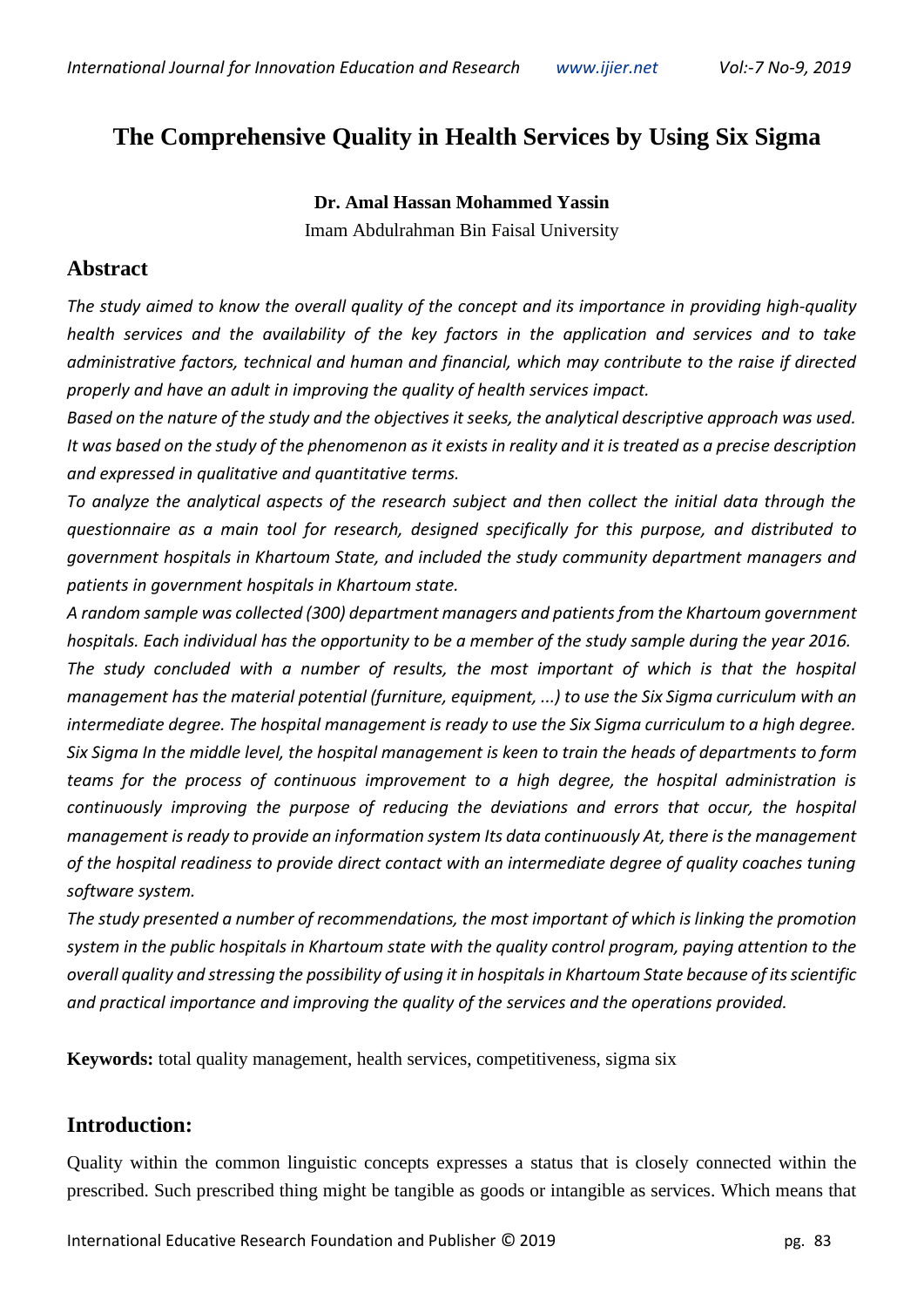# The Comprehensive Quality in Health Services by Using Six Sigma

**Dr. Amal Hassan Mohammed Yassin**

Imam Abdulrahman Bin Faisal University

## Abstract

*The study aimed to know the overall quality of the concept and its importance in providing high-quality health services and the availability of the key factors in the application and services and to take administrative factors, technical and human and financial, which may contribute to the raise if directed properly and have an adult in improving the quality of health services impact.*

*Based on the nature of the study and the objectives it seeks, the analytical descriptive approach was used. It was based on the study of the phenomenon as it exists in reality and it is treated as a precise description and expressed in qualitative and quantitative terms.*

*To analyze the analytical aspects of the research subject and then collect the initial data through the questionnaire as a main tool for research, designed specifically for this purpose, and distributed to government hospitals in Khartoum State, and included the study community department managers and patients in government hospitals in Khartoum state.*

*A random sample was collected (300) department managers and patients from the Khartoum government hospitals. Each individual has the opportunity to be a member of the study sample during the year 2016.*

*The study concluded with a number of results, the most important of which is that the hospital management has the material potential (furniture, equipment, ...) to use the Six Sigma curriculum with an intermediate degree. The hospital management is ready to use the Six Sigma curriculum to a high degree. Six Sigma In the middle level, the hospital management is keen to train the heads of departments to form teams for the process of continuous improvement to a high degree, the hospital administration is continuously improving the purpose of reducing the deviations and errors that occur, the hospital management is ready to provide an information system Its data continuously At, there is the management of the hospital readiness to provide direct contact with an intermediate degree of quality coaches tuning software system.*

*The study presented a number of recommendations, the most important of which is linking the promotion system in the public hospitals in Khartoum state with the quality control program, paying attention to the overall quality and stressing the possibility of using it in hospitals in Khartoum State because of its scientific and practical importance and improving the quality of the services and the operations provided.*

**Keywords:** total quality management, health services, competitiveness, sigma six

## Introduction:

Quality within the common linguistic concepts expresses a status that is closely connected within the prescribed. Such prescribed thing might be tangible as goods or intangible as services. Which means that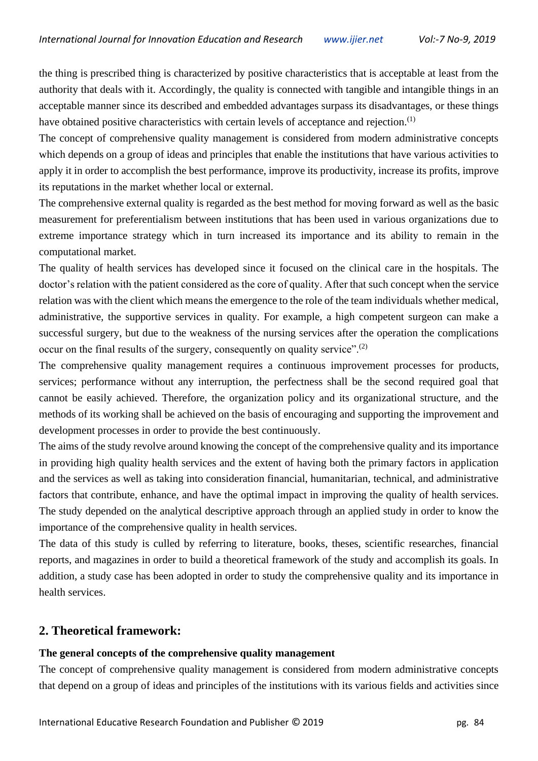the thing is prescribed thing is characterized by positive characteristics that is acceptable at least from the authority that deals with it. Accordingly, the quality is connected with tangible and intangible things in an acceptable manner since its described and embedded advantages surpass its disadvantages, or these things have obtained positive characteristics with certain levels of acceptance and rejection.(1)

The concept of comprehensive quality management is considered from modern administrative concepts which depends on a group of ideas and principles that enable the institutions that have various activities to apply it in order to accomplish the best performance, improve its productivity, increase its profits, improve its reputations in the market whether local or external.

The comprehensive external quality is regarded as the best method for moving forward as well as the basic measurement for preferentialism between institutions that has been used in various organizations due to extreme importance strategy which in turn increased its importance and its ability to remain in the computational market.

The quality of health services has developed since it focused on the clinical care in the hospitals. The doctor's relation with the patient considered as the core of quality. After that such concept when the service relation was with the client which means the emergence to the role of the team individuals whether medical, administrative, the supportive services in quality. For example, a high competent surgeon can make a successful surgery, but due to the weakness of the nursing services after the operation the complications occur on the final results of the surgery, consequently on quality service".(2)

The comprehensive quality management requires a continuous improvement processes for products, services; performance without any interruption, the perfectness shall be the second required goal that cannot be easily achieved. Therefore, the organization policy and its organizational structure, and the methods of its working shall be achieved on the basis of encouraging and supporting the improvement and development processes in order to provide the best continuously.

The aims of the study revolve around knowing the concept of the comprehensive quality and its importance in providing high quality health services and the extent of having both the primary factors in application and the services as well as taking into consideration financial, humanitarian, technical, and administrative factors that contribute, enhance, and have the optimal impact in improving the quality of health services. The study depended on the analytical descriptive approach through an applied study in order to know the importance of the comprehensive quality in health services.

The data of this study is culled by referring to literature, books, theses, scientific researches, financial reports, and magazines in order to build a theoretical framework of the study and accomplish its goals. In addition, a study case has been adopted in order to study the comprehensive quality and its importance in health services.

## 2. Theoretical framework:

**The general concepts of the comprehensive quality management**

The concept of comprehensive quality management is considered from modern administrative concepts that depend on a group of ideas and principles of the institutions with its various fields and activities since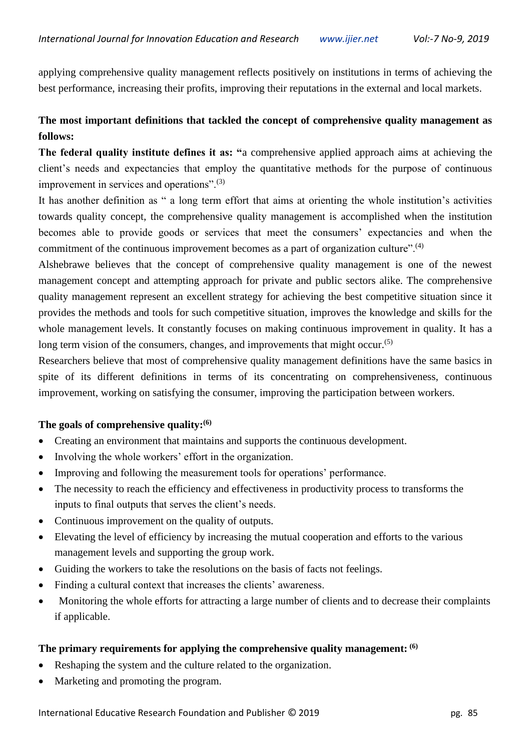applying comprehensive quality management reflects positively on institutions in terms of achieving the best performance, increasing their profits, improving their reputations in the external and local markets.

**The most important definitions that tackled the concept of comprehensive quality management as follows:**

**The federal quality institute defines it as: "**a comprehensive applied approach aims at achieving the client's needs and expectancies that employ the quantitative methods for the purpose of continuous improvement in services and operations".[3]

It has another definition as " a long term effort that aims at orienting the whole institution's activities towards quality concept, the comprehensive quality management is accomplished when the institution becomes able to provide goods or services that meet the consumers' expectancies and when the commitment of the continuous improvement becomes as a part of organization culture".[4]

Alshebrawe believes that the concept of comprehensive quality management is one of the newest management concept and attempting approach for private and public sectors alike. The comprehensive quality management represent an excellent strategy for achieving the best competitive situation since it provides the methods and tools for such competitive situation, improves the knowledge and skills for the whole management levels. It constantly focuses on making continuous improvement in quality. It has a long term vision of the consumers, changes, and improvements that might occur.[5]

Researchers believe that most of comprehensive quality management definitions have the same basics in spite of its different definitions in terms of its concentrating on comprehensiveness, continuous improvement, working on satisfying the consumer, improving the participation between workers.

**The goals of comprehensive quality:[6]**

- Creating an environment that maintains and supports the continuous development.
- Involving the whole workers' effort in the organization.
- Improving and following the measurement tools for operations' performance.
- The necessity to reach the efficiency and effectiveness in productivity process to transforms the inputs to final outputs that serves the client's needs.
- Continuous improvement on the quality of outputs.
- Elevating the level of efficiency by increasing the mutual cooperation and efforts to the various management levels and supporting the group work.
- Guiding the workers to take the resolutions on the basis of facts not feelings.
- Finding a cultural context that increases the clients' awareness.
- Monitoring the whole efforts for attracting a large number of clients and to decrease their complaints if applicable.

**The primary requirements for applying the comprehensive quality management: [6]**

- Reshaping the system and the culture related to the organization.
- Marketing and promoting the program.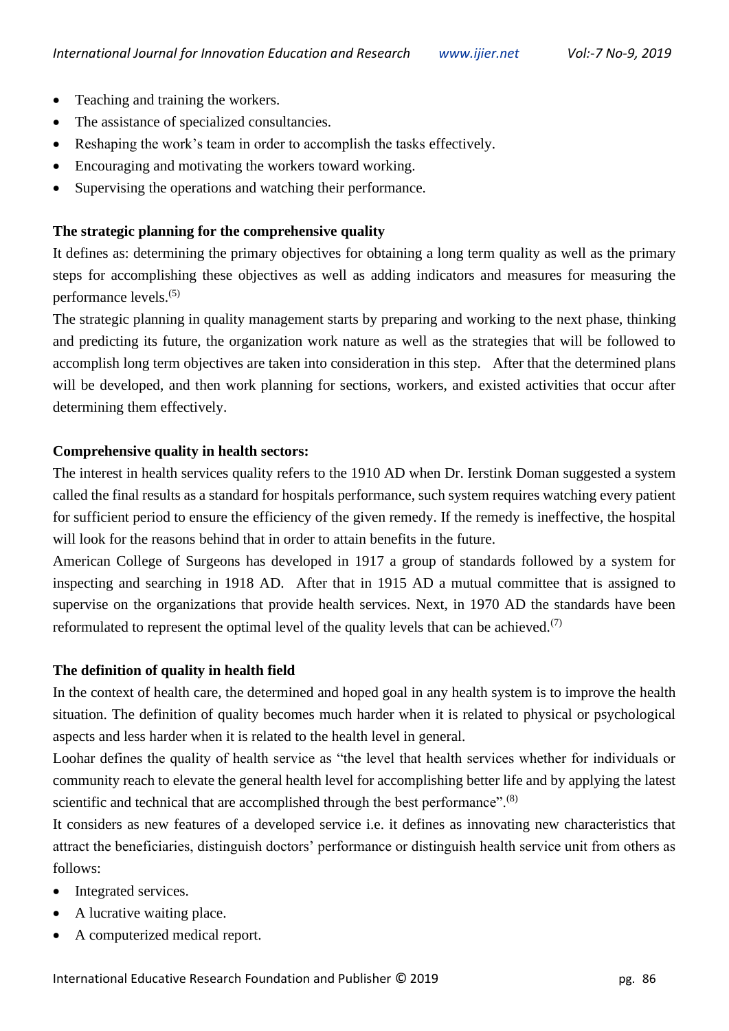- Teaching and training the workers.
- The assistance of specialized consultancies.
- Reshaping the work's team in order to accomplish the tasks effectively.
- Encouraging and motivating the workers toward working.
- Supervising the operations and watching their performance.

**The strategic planning for the comprehensive quality**

It defines as: determining the primary objectives for obtaining a long term quality as well as the primary steps for accomplishing these objectives as well as adding indicators and measures for measuring the performance levels.(5)

The strategic planning in quality management starts by preparing and working to the next phase, thinking and predicting its future, the organization work nature as well as the strategies that will be followed to accomplish long term objectives are taken into consideration in this step. After that the determined plans will be developed, and then work planning for sections, workers, and existed activities that occur after determining them effectively.

**Comprehensive quality in health sectors:**

The interest in health services quality refers to the 1910 AD when Dr. Ierstink Doman suggested a system called the final results as a standard for hospitals performance, such system requires watching every patient for sufficient period to ensure the efficiency of the given remedy. If the remedy is ineffective, the hospital will look for the reasons behind that in order to attain benefits in the future.

American College of Surgeons has developed in 1917 a group of standards followed by a system for inspecting and searching in 1918 AD. After that in 1915 AD a mutual committee that is assigned to supervise on the organizations that provide health services. Next, in 1970 AD the standards have been reformulated to represent the optimal level of the quality levels that can be achieved.(7)

**The definition of quality in health field**

In the context of health care, the determined and hoped goal in any health system is to improve the health situation. The definition of quality becomes much harder when it is related to physical or psychological aspects and less harder when it is related to the health level in general.

Loohar defines the quality of health service as "the level that health services whether for individuals or community reach to elevate the general health level for accomplishing better life and by applying the latest scientific and technical that are accomplished through the best performance".(8)

It considers as new features of a developed service i.e. it defines as innovating new characteristics that attract the beneficiaries, distinguish doctors' performance or distinguish health service unit from others as follows:

- Integrated services.
- A lucrative waiting place.
- A computerized medical report.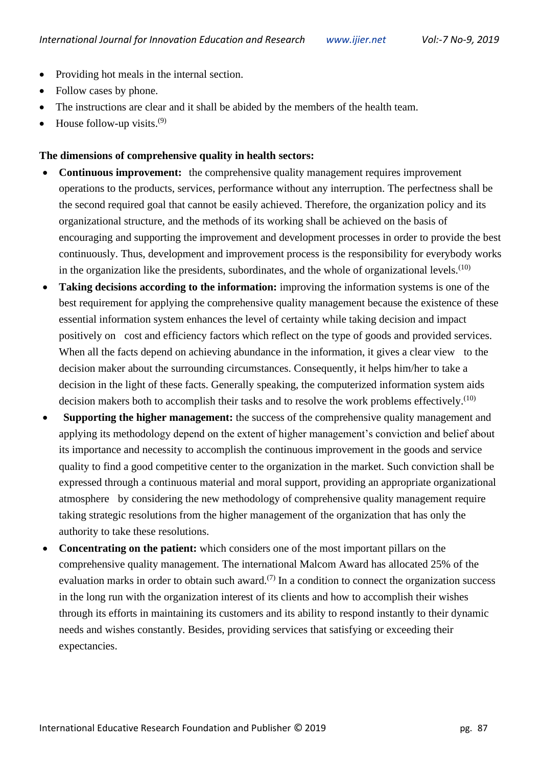- Providing hot meals in the internal section.
- Follow cases by phone.
- The instructions are clear and it shall be abided by the members of the health team.
- House follow-up visits.[9]

**The dimensions of comprehensive quality in health sectors:**

- **Continuous improvement:** the comprehensive quality management requires improvement operations to the products, services, performance without any interruption. The perfectness shall be the second required goal that cannot be easily achieved. Therefore, the organization policy and its organizational structure, and the methods of its working shall be achieved on the basis of encouraging and supporting the improvement and development processes in order to provide the best continuously. Thus, development and improvement process is the responsibility for everybody works in the organization like the presidents, subordinates, and the whole of organizational levels.[10]
- **Taking decisions according to the information:** improving the information systems is one of the best requirement for applying the comprehensive quality management because the existence of these essential information system enhances the level of certainty while taking decision and impact positively on cost and efficiency factors which reflect on the type of goods and provided services. When all the facts depend on achieving abundance in the information, it gives a clear view to the decision maker about the surrounding circumstances. Consequently, it helps him/her to take a decision in the light of these facts. Generally speaking, the computerized information system aids decision makers both to accomplish their tasks and to resolve the work problems effectively.[10]
- **Supporting the higher management:** the success of the comprehensive quality management and applying its methodology depend on the extent of higher management's conviction and belief about its importance and necessity to accomplish the continuous improvement in the goods and service quality to find a good competitive center to the organization in the market. Such conviction shall be expressed through a continuous material and moral support, providing an appropriate organizational atmosphere by considering the new methodology of comprehensive quality management require taking strategic resolutions from the higher management of the organization that has only the authority to take these resolutions.
- **Concentrating on the patient:** which considers one of the most important pillars on the comprehensive quality management. The international Malcom Award has allocated 25% of the evaluation marks in order to obtain such award.[7] In a condition to connect the organization success in the long run with the organization interest of its clients and how to accomplish their wishes through its efforts in maintaining its customers and its ability to respond instantly to their dynamic needs and wishes constantly. Besides, providing services that satisfying or exceeding their expectancies.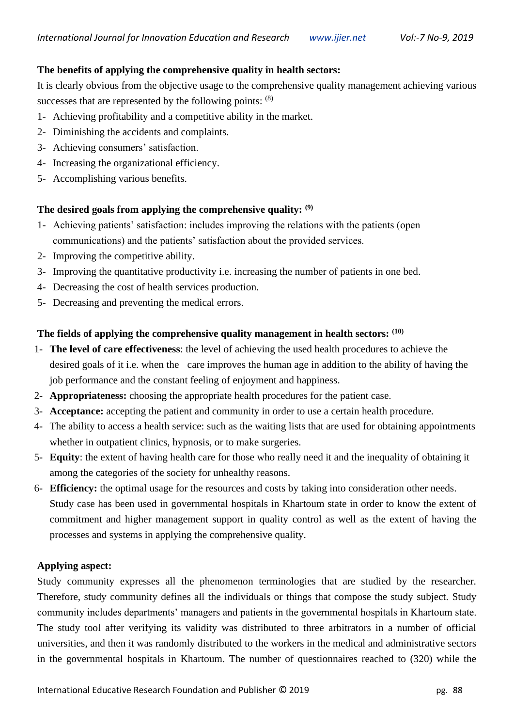**The benefits of applying the comprehensive quality in health sectors:**

It is clearly obvious from the objective usage to the comprehensive quality management achieving various successes that are represented by the following points: [8]

1- Achieving profitability and a competitive ability in the market.
2- Diminishing the accidents and complaints.
3- Achieving consumers' satisfaction.
4- Increasing the organizational efficiency.
5- Accomplishing various benefits.

**The desired goals from applying the comprehensive quality: [9]**

1- Achieving patients' satisfaction: includes improving the relations with the patients (open communications) and the patients' satisfaction about the provided services.
2- Improving the competitive ability.
3- Improving the quantitative productivity i.e. increasing the number of patients in one bed.
4- Decreasing the cost of health services production.
5- Decreasing and preventing the medical errors.

**The fields of applying the comprehensive quality management in health sectors: [10]**

1- **The level of care effectiveness**: the level of achieving the used health procedures to achieve the desired goals of it i.e. when the care improves the human age in addition to the ability of having the job performance and the constant feeling of enjoyment and happiness.
2- **Appropriateness:** choosing the appropriate health procedures for the patient case.
3- **Acceptance:** accepting the patient and community in order to use a certain health procedure.
4- The ability to access a health service: such as the waiting lists that are used for obtaining appointments whether in outpatient clinics, hypnosis, or to make surgeries.
5- **Equity**: the extent of having health care for those who really need it and the inequality of obtaining it among the categories of the society for unhealthy reasons.
6- **Efficiency:** the optimal usage for the resources and costs by taking into consideration other needs. Study case has been used in governmental hospitals in Khartoum state in order to know the extent of commitment and higher management support in quality control as well as the extent of having the processes and systems in applying the comprehensive quality.

**Applying aspect:**

Study community expresses all the phenomenon terminologies that are studied by the researcher. Therefore, study community defines all the individuals or things that compose the study subject. Study community includes departments' managers and patients in the governmental hospitals in Khartoum state. The study tool after verifying its validity was distributed to three arbitrators in a number of official universities, and then it was randomly distributed to the workers in the medical and administrative sectors in the governmental hospitals in Khartoum. The number of questionnaires reached to (320) while the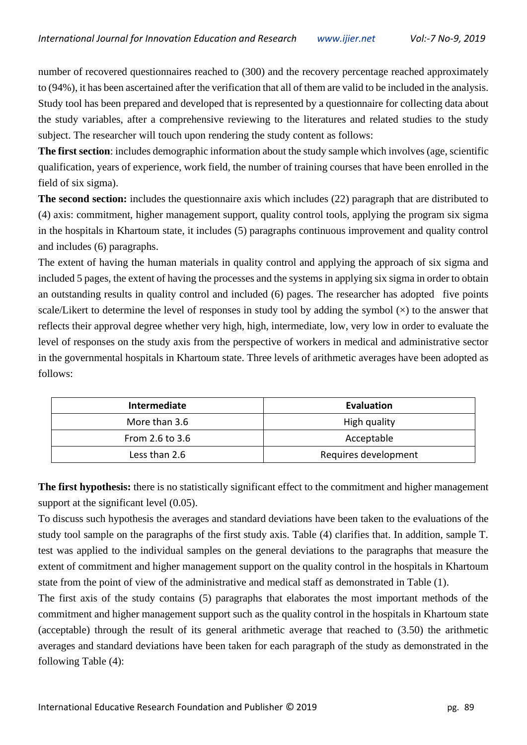number of recovered questionnaires reached to (300) and the recovery percentage reached approximately to (94%), it has been ascertained after the verification that all of them are valid to be included in the analysis. Study tool has been prepared and developed that is represented by a questionnaire for collecting data about the study variables, after a comprehensive reviewing to the literatures and related studies to the study subject. The researcher will touch upon rendering the study content as follows:

**The first section**: includes demographic information about the study sample which involves (age, scientific qualification, years of experience, work field, the number of training courses that have been enrolled in the field of six sigma).

**The second section:** includes the questionnaire axis which includes (22) paragraph that are distributed to (4) axis: commitment, higher management support, quality control tools, applying the program six sigma in the hospitals in Khartoum state, it includes (5) paragraphs continuous improvement and quality control and includes (6) paragraphs.

The extent of having the human materials in quality control and applying the approach of six sigma and included 5 pages, the extent of having the processes and the systems in applying six sigma in order to obtain an outstanding results in quality control and included (6) pages. The researcher has adopted five points scale/Likert to determine the level of responses in study tool by adding the symbol (×) to the answer that reflects their approval degree whether very high, high, intermediate, low, very low in order to evaluate the level of responses on the study axis from the perspective of workers in medical and administrative sector in the governmental hospitals in Khartoum state. Three levels of arithmetic averages have been adopted as follows:

| Intermediate | Evaluation |
|---|---|
| More than 3.6 | High quality |
| From 2.6 to 3.6 | Acceptable |
| Less than 2.6 | Requires development |

**The first hypothesis:** there is no statistically significant effect to the commitment and higher management support at the significant level (0.05).

To discuss such hypothesis the averages and standard deviations have been taken to the evaluations of the study tool sample on the paragraphs of the first study axis. Table (4) clarifies that. In addition, sample T. test was applied to the individual samples on the general deviations to the paragraphs that measure the extent of commitment and higher management support on the quality control in the hospitals in Khartoum state from the point of view of the administrative and medical staff as demonstrated in Table (1).

The first axis of the study contains (5) paragraphs that elaborates the most important methods of the commitment and higher management support such as the quality control in the hospitals in Khartoum state (acceptable) through the result of its general arithmetic average that reached to (3.50) the arithmetic averages and standard deviations have been taken for each paragraph of the study as demonstrated in the following Table (4):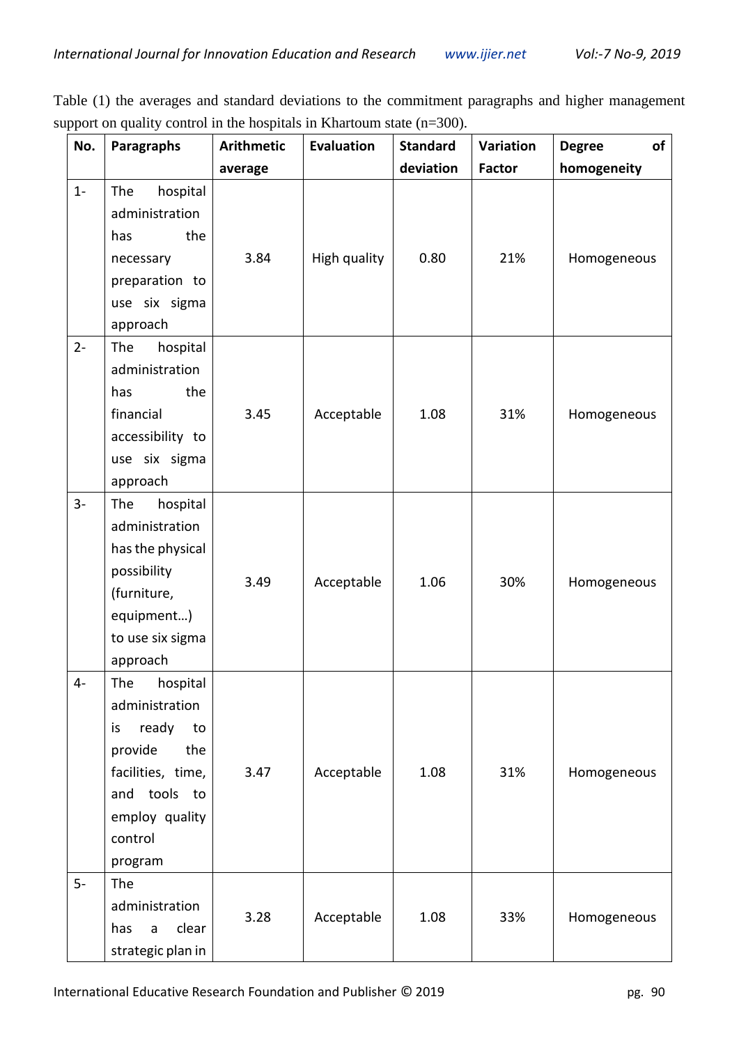Table (1) the averages and standard deviations to the commitment paragraphs and higher management support on quality control in the hospitals in Khartoum state (n=300).

| No. | Paragraphs | Arithmetic average | Evaluation | Standard deviation | Variation Factor | Degree of homogeneity |
|---|---|---|---|---|---|---|
| 1- | The hospital administration has the necessary preparation to use six sigma approach | 3.84 | High quality | 0.80 | 21% | Homogeneous |
| 2- | The hospital administration has the financial accessibility to use six sigma approach | 3.45 | Acceptable | 1.08 | 31% | Homogeneous |
| 3- | The hospital administration has the physical possibility (furniture, equipment…) to use six sigma approach | 3.49 | Acceptable | 1.06 | 30% | Homogeneous |
| 4- | The hospital administration is ready to provide the facilities, time, and tools to employ quality control program | 3.47 | Acceptable | 1.08 | 31% | Homogeneous |
| 5- | The administration has a clear strategic plan in | 3.28 | Acceptable | 1.08 | 33% | Homogeneous |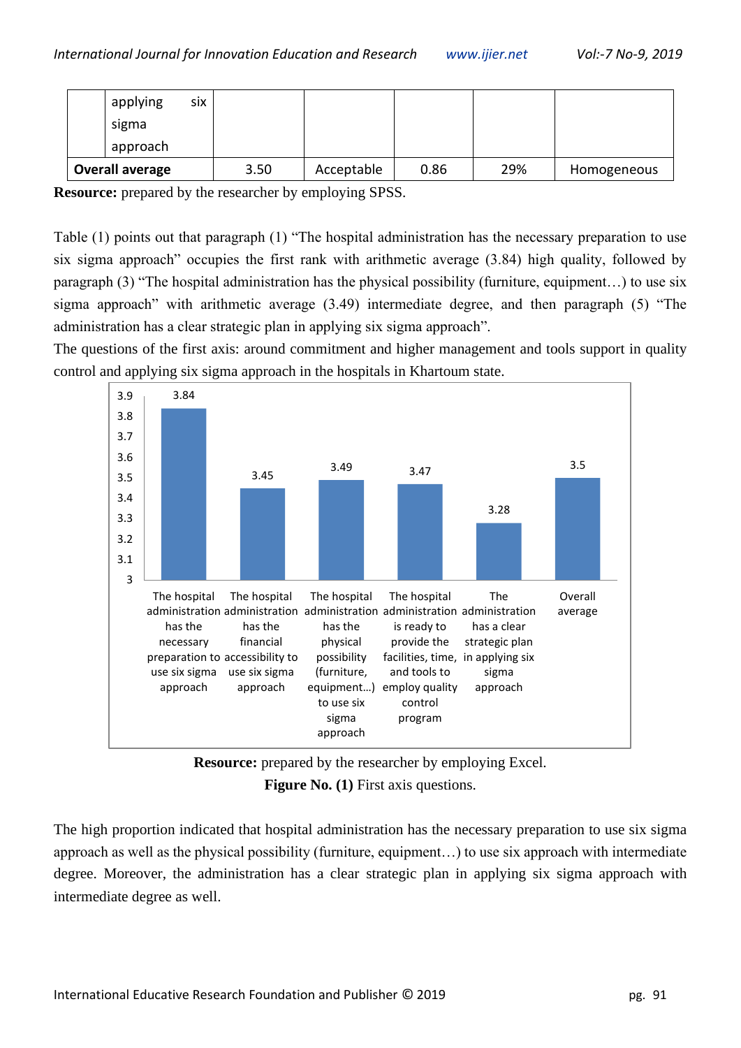|  | applying six sigma approach |  |  |  |  |  |
|---|---|---|---|---|---|---|
| **Overall average** |  | 3.50 | Acceptable | 0.86 | 29% | Homogeneous |

**Resource:** prepared by the researcher by employing SPSS.

Table (1) points out that paragraph (1) “The hospital administration has the necessary preparation to use six sigma approach” occupies the first rank with arithmetic average (3.84) high quality, followed by paragraph (3) “The hospital administration has the physical possibility (furniture, equipment…) to use six sigma approach” with arithmetic average (3.49) intermediate degree, and then paragraph (5) “The administration has a clear strategic plan in applying six sigma approach”.

The questions of the first axis: around commitment and higher management and tools support in quality control and applying six sigma approach in the hospitals in Khartoum state.

| Item | Average |
|---|---|
| The hospital administration has the necessary preparation to use six sigma approach | 3.84 |
| The hospital administration has the financial accessibility to use six sigma approach | 3.45 |
| The hospital administration has the physical possibility (furniture, equipment…) to use six sigma approach | 3.49 |
| The hospital administration is ready to provide the facilities, time, and tools to employ quality control program | 3.47 |
| The administration has a clear strategic plan in applying six sigma approach | 3.28 |
| Overall average | 3.5 |

**Resource:** prepared by the researcher by employing Excel.

**Figure No. (1)** First axis questions.

The high proportion indicated that hospital administration has the necessary preparation to use six sigma approach as well as the physical possibility (furniture, equipment…) to use six approach with intermediate degree. Moreover, the administration has a clear strategic plan in applying six sigma approach with intermediate degree as well.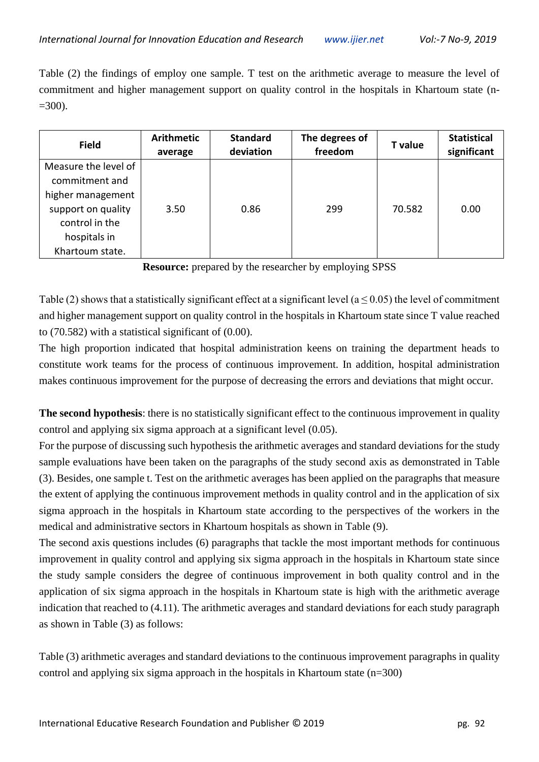Table (2) the findings of employ one sample. T test on the arithmetic average to measure the level of commitment and higher management support on quality control in the hospitals in Khartoum state (n-=300).

| Field | Arithmetic average | Standard deviation | The degrees of freedom | T value | Statistical significant |
|---|---|---|---|---|---|
| Measure the level of commitment and higher management support on quality control in the hospitals in Khartoum state. | 3.50 | 0.86 | 299 | 70.582 | 0.00 |

**Resource:** prepared by the researcher by employing SPSS

Table (2) shows that a statistically significant effect at a significant level ($a \leq 0.05$) the level of commitment and higher management support on quality control in the hospitals in Khartoum state since T value reached to (70.582) with a statistical significant of (0.00).

The high proportion indicated that hospital administration keens on training the department heads to constitute work teams for the process of continuous improvement. In addition, hospital administration makes continuous improvement for the purpose of decreasing the errors and deviations that might occur.

**The second hypothesis**: there is no statistically significant effect to the continuous improvement in quality control and applying six sigma approach at a significant level (0.05).

For the purpose of discussing such hypothesis the arithmetic averages and standard deviations for the study sample evaluations have been taken on the paragraphs of the study second axis as demonstrated in Table (3). Besides, one sample t. Test on the arithmetic averages has been applied on the paragraphs that measure the extent of applying the continuous improvement methods in quality control and in the application of six sigma approach in the hospitals in Khartoum state according to the perspectives of the workers in the medical and administrative sectors in Khartoum hospitals as shown in Table (9).

The second axis questions includes (6) paragraphs that tackle the most important methods for continuous improvement in quality control and applying six sigma approach in the hospitals in Khartoum state since the study sample considers the degree of continuous improvement in both quality control and in the application of six sigma approach in the hospitals in Khartoum state is high with the arithmetic average indication that reached to (4.11). The arithmetic averages and standard deviations for each study paragraph as shown in Table (3) as follows:

Table (3) arithmetic averages and standard deviations to the continuous improvement paragraphs in quality control and applying six sigma approach in the hospitals in Khartoum state (n=300)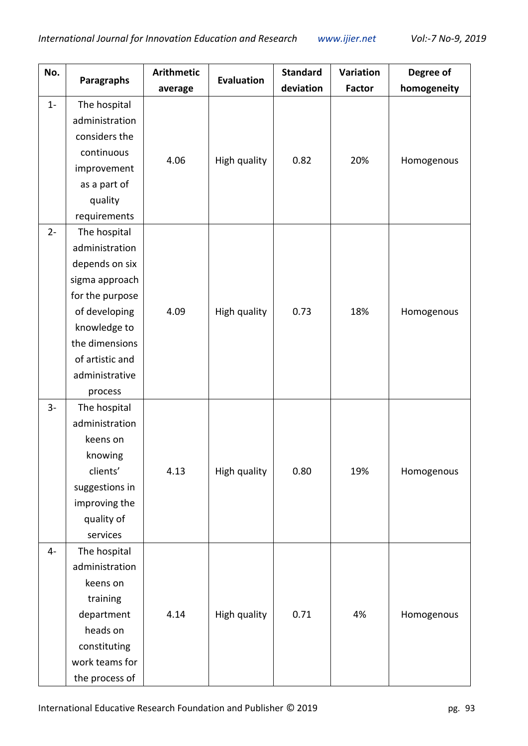| No. | Paragraphs | Arithmetic average | Evaluation | Standard deviation | Variation Factor | Degree of homogeneity |
|---|---|---|---|---|---|---|
| 1- | The hospital administration considers the continuous improvement as a part of quality requirements | 4.06 | High quality | 0.82 | 20% | Homogenous |
| 2- | The hospital administration depends on six sigma approach for the purpose of developing knowledge to the dimensions of artistic and administrative process | 4.09 | High quality | 0.73 | 18% | Homogenous |
| 3- | The hospital administration keens on knowing clients' suggestions in improving the quality of services | 4.13 | High quality | 0.80 | 19% | Homogenous |
| 4- | The hospital administration keens on training department heads on constituting work teams for the process of | 4.14 | High quality | 0.71 | 4% | Homogenous |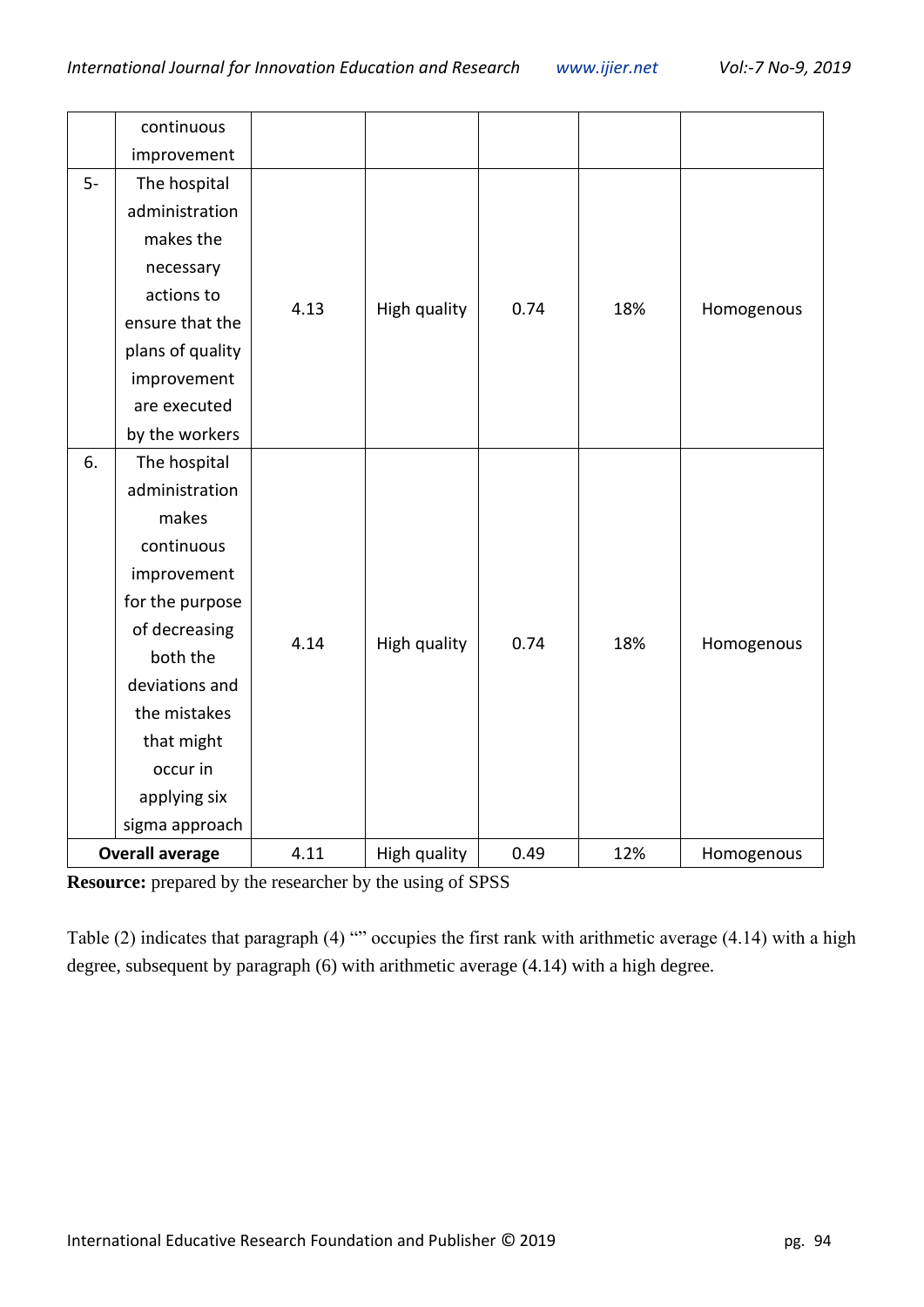|  | continuous improvement |  |  |  |  |  |
|---|---|---|---|---|---|---|
| 5- | The hospital administration makes the necessary actions to ensure that the plans of quality improvement are executed by the workers | 4.13 | High quality | 0.74 | 18% | Homogenous |
| 6. | The hospital administration makes continuous improvement for the purpose of decreasing both the deviations and the mistakes that might occur in applying six sigma approach | 4.14 | High quality | 0.74 | 18% | Homogenous |
| **Overall average** |  | 4.11 | High quality | 0.49 | 12% | Homogenous |

**Resource:** prepared by the researcher by the using of SPSS

Table (2) indicates that paragraph (4) "" occupies the first rank with arithmetic average (4.14) with a high degree, subsequent by paragraph (6) with arithmetic average (4.14) with a high degree.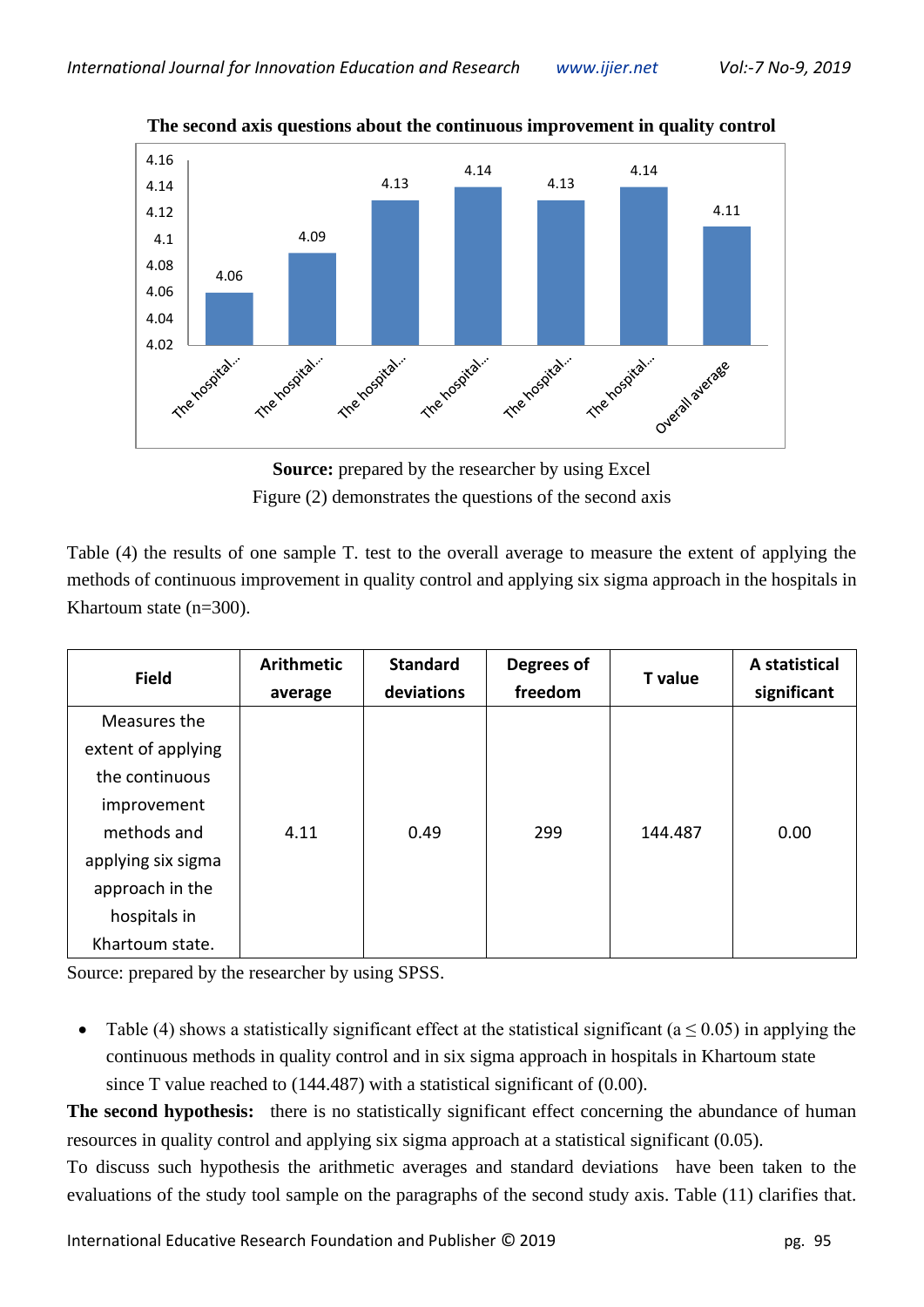**The second axis questions about the continuous improvement in quality control**

| | The hospital... | The hospital... | The hospital... | The hospital... | The hospital... | The hospital... | Overall average |
|---|---|---|---|---|---|---|---|
| Value | 4.06 | 4.09 | 4.13 | 4.14 | 4.13 | 4.14 | 4.11 |

**Source:** prepared by the researcher by using Excel

Figure (2) demonstrates the questions of the second axis

Table (4) the results of one sample T. test to the overall average to measure the extent of applying the methods of continuous improvement in quality control and applying six sigma approach in the hospitals in Khartoum state (n=300).

| Field | Arithmetic average | Standard deviations | Degrees of freedom | T value | A statistical significant |
|---|---|---|---|---|---|
| Measures the extent of applying the continuous improvement methods and applying six sigma approach in the hospitals in Khartoum state. | 4.11 | 0.49 | 299 | 144.487 | 0.00 |

Source: prepared by the researcher by using SPSS.

- Table (4) shows a statistically significant effect at the statistical significant ($a \leq 0.05$) in applying the continuous methods in quality control and in six sigma approach in hospitals in Khartoum state since T value reached to (144.487) with a statistical significant of (0.00).

**The second hypothesis:** there is no statistically significant effect concerning the abundance of human resources in quality control and applying six sigma approach at a statistical significant (0.05).

To discuss such hypothesis the arithmetic averages and standard deviations have been taken to the evaluations of the study tool sample on the paragraphs of the second study axis. Table (11) clarifies that.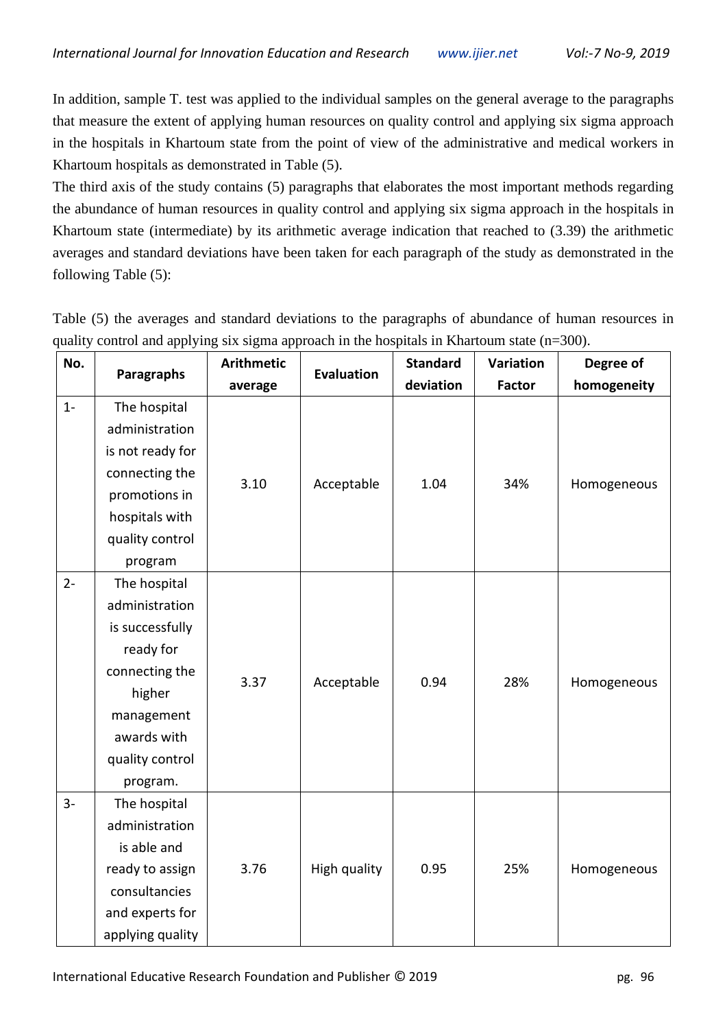In addition, sample T. test was applied to the individual samples on the general average to the paragraphs that measure the extent of applying human resources on quality control and applying six sigma approach in the hospitals in Khartoum state from the point of view of the administrative and medical workers in Khartoum hospitals as demonstrated in Table (5).

The third axis of the study contains (5) paragraphs that elaborates the most important methods regarding the abundance of human resources in quality control and applying six sigma approach in the hospitals in Khartoum state (intermediate) by its arithmetic average indication that reached to (3.39) the arithmetic averages and standard deviations have been taken for each paragraph of the study as demonstrated in the following Table (5):

Table (5) the averages and standard deviations to the paragraphs of abundance of human resources in quality control and applying six sigma approach in the hospitals in Khartoum state (n=300).

| No. | Paragraphs | Arithmetic average | Evaluation | Standard deviation | Variation Factor | Degree of homogeneity |
|---|---|---|---|---|---|---|
| 1- | The hospital administration is not ready for connecting the promotions in hospitals with quality control program | 3.10 | Acceptable | 1.04 | 34% | Homogeneous |
| 2- | The hospital administration is successfully ready for connecting the higher management awards with quality control program. | 3.37 | Acceptable | 0.94 | 28% | Homogeneous |
| 3- | The hospital administration is able and ready to assign consultancies and experts for applying quality | 3.76 | High quality | 0.95 | 25% | Homogeneous |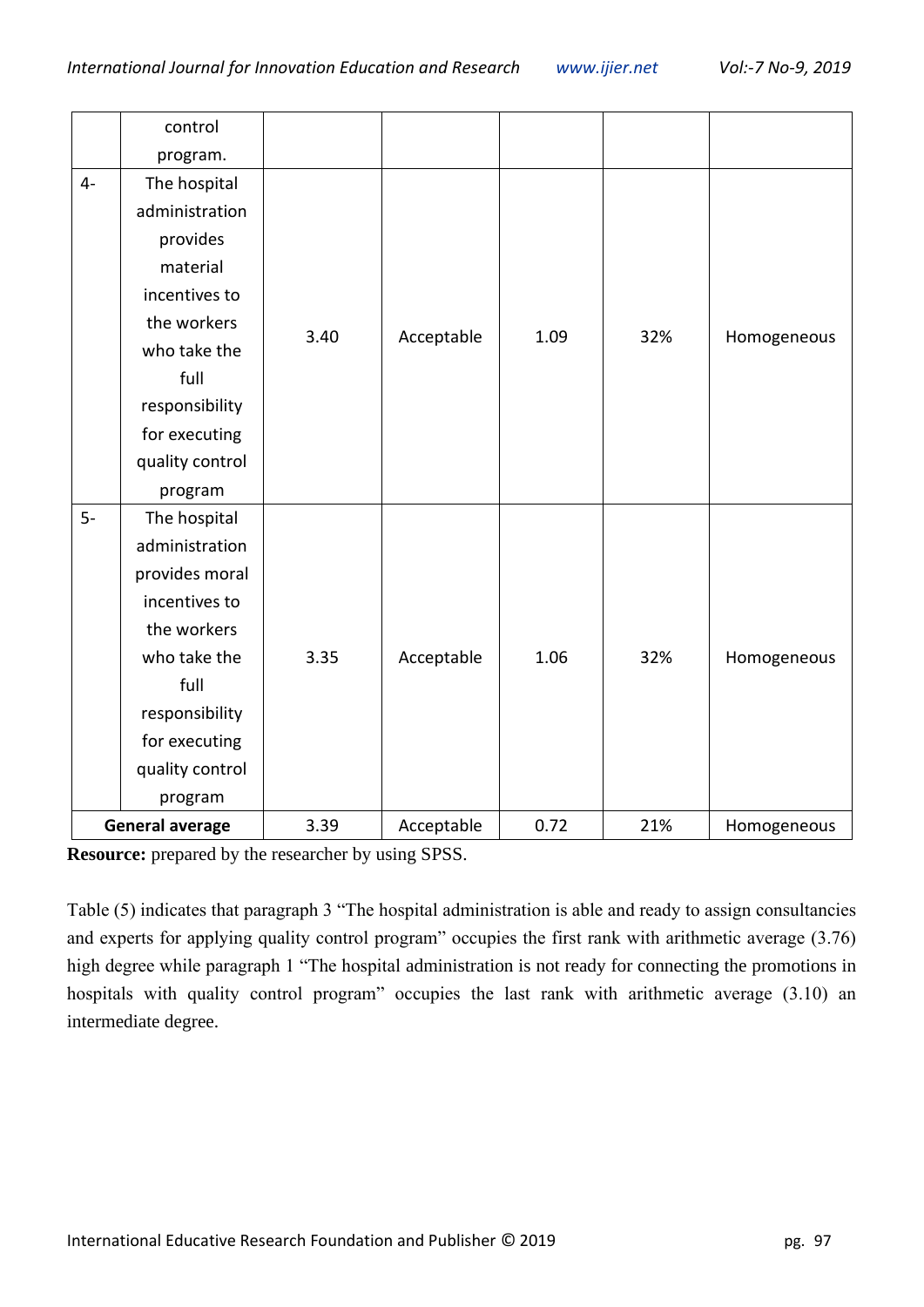|  | control program. |  |  |  |  |  |
|---|---|---|---|---|---|---|
| 4- | The hospital administration provides material incentives to the workers who take the full responsibility for executing quality control program | 3.40 | Acceptable | 1.09 | 32% | Homogeneous |
| 5- | The hospital administration provides moral incentives to the workers who take the full responsibility for executing quality control program | 3.35 | Acceptable | 1.06 | 32% | Homogeneous |
| **General average** |  | 3.39 | Acceptable | 0.72 | 21% | Homogeneous |

**Resource:** prepared by the researcher by using SPSS.

Table (5) indicates that paragraph 3 "The hospital administration is able and ready to assign consultancies and experts for applying quality control program" occupies the first rank with arithmetic average (3.76) high degree while paragraph 1 "The hospital administration is not ready for connecting the promotions in hospitals with quality control program" occupies the last rank with arithmetic average (3.10) an intermediate degree.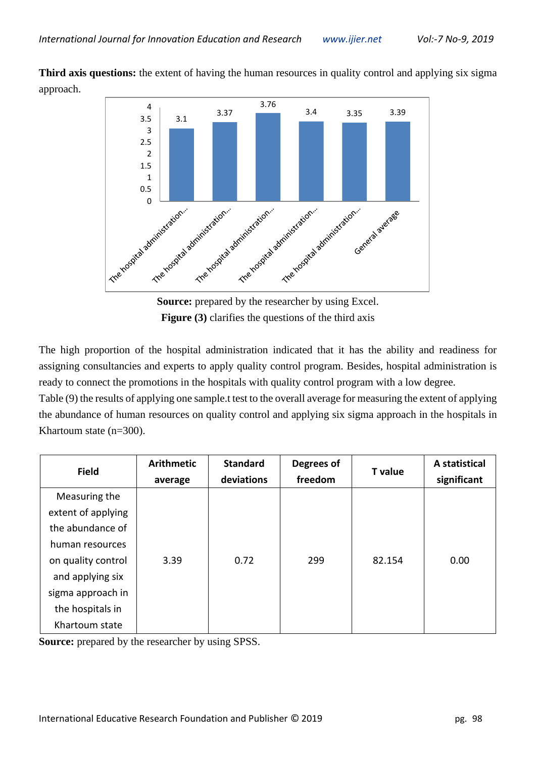**Third axis questions:** the extent of having the human resources in quality control and applying six sigma approach.

**Source:** prepared by the researcher by using Excel.

**Figure (3)** clarifies the questions of the third axis

The high proportion of the hospital administration indicated that it has the ability and readiness for assigning consultancies and experts to apply quality control program. Besides, hospital administration is ready to connect the promotions in the hospitals with quality control program with a low degree.

Table (9) the results of applying one sample.t test to the overall average for measuring the extent of applying the abundance of human resources on quality control and applying six sigma approach in the hospitals in Khartoum state (n=300).

| Field | Arithmetic average | Standard deviations | Degrees of freedom | T value | A statistical significant |
|---|---|---|---|---|---|
| Measuring the extent of applying the abundance of human resources on quality control and applying six sigma approach in the hospitals in Khartoum state | 3.39 | 0.72 | 299 | 82.154 | 0.00 |

**Source:** prepared by the researcher by using SPSS.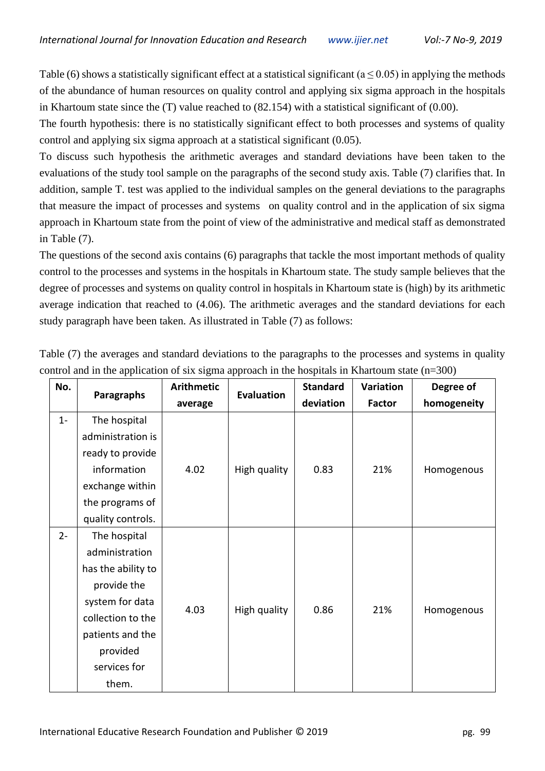Table (6) shows a statistically significant effect at a statistical significant ($a \leq 0.05$) in applying the methods of the abundance of human resources on quality control and applying six sigma approach in the hospitals in Khartoum state since the (T) value reached to (82.154) with a statistical significant of (0.00).

The fourth hypothesis: there is no statistically significant effect to both processes and systems of quality control and applying six sigma approach at a statistical significant (0.05).

To discuss such hypothesis the arithmetic averages and standard deviations have been taken to the evaluations of the study tool sample on the paragraphs of the second study axis. Table (7) clarifies that. In addition, sample T. test was applied to the individual samples on the general deviations to the paragraphs that measure the impact of processes and systems on quality control and in the application of six sigma approach in Khartoum state from the point of view of the administrative and medical staff as demonstrated in Table (7).

The questions of the second axis contains (6) paragraphs that tackle the most important methods of quality control to the processes and systems in the hospitals in Khartoum state. The study sample believes that the degree of processes and systems on quality control in hospitals in Khartoum state is (high) by its arithmetic average indication that reached to (4.06). The arithmetic averages and the standard deviations for each study paragraph have been taken. As illustrated in Table (7) as follows:

Table (7) the averages and standard deviations to the paragraphs to the processes and systems in quality control and in the application of six sigma approach in the hospitals in Khartoum state (n=300)

| No. | Paragraphs | Arithmetic average | Evaluation | Standard deviation | Variation Factor | Degree of homogeneity |
|---|---|---|---|---|---|---|
| 1- | The hospital administration is ready to provide information exchange within the programs of quality controls. | 4.02 | High quality | 0.83 | 21% | Homogenous |
| 2- | The hospital administration has the ability to provide the system for data collection to the patients and the provided services for them. | 4.03 | High quality | 0.86 | 21% | Homogenous |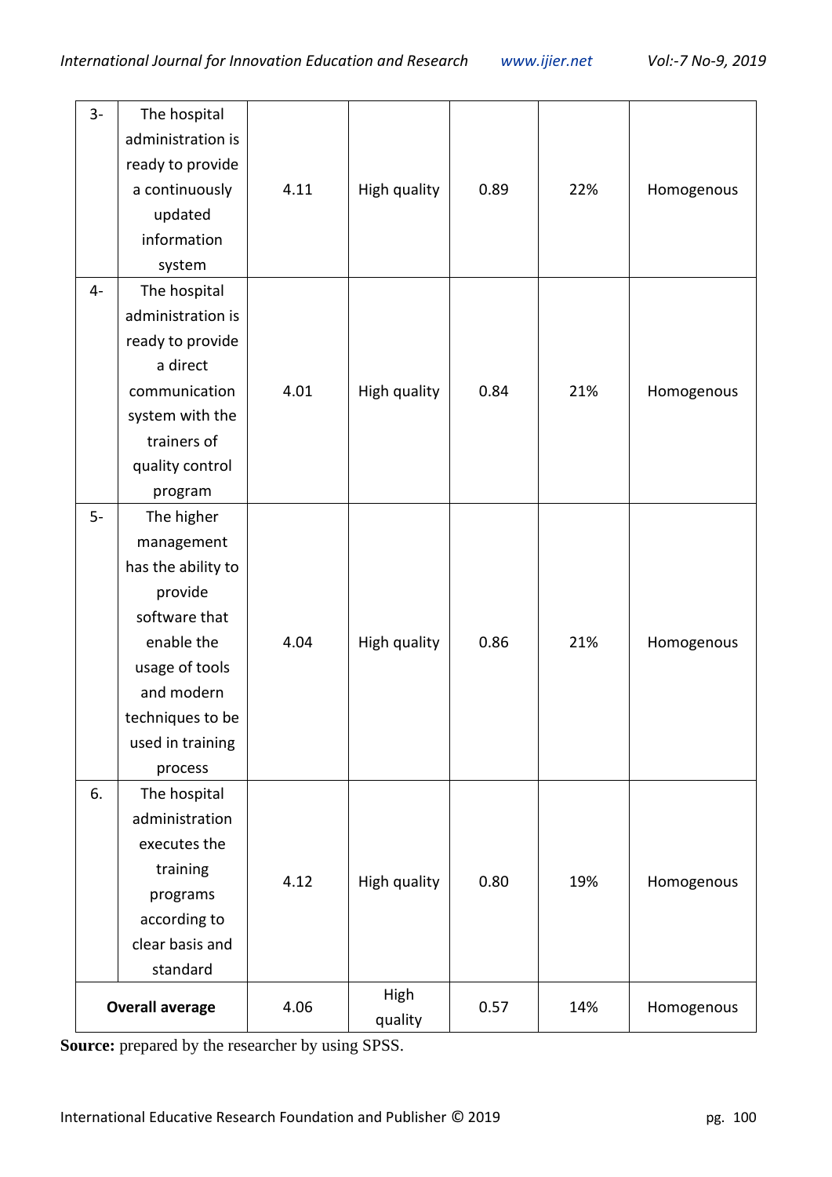| | | | | | | |
|---|---|---|---|---|---|---|
| 3- | The hospital administration is ready to provide a continuously updated information system | 4.11 | High quality | 0.89 | 22% | Homogenous |
| 4- | The hospital administration is ready to provide a direct communication system with the trainers of quality control program | 4.01 | High quality | 0.84 | 21% | Homogenous |
| 5- | The higher management has the ability to provide software that enable the usage of tools and modern techniques to be used in training process | 4.04 | High quality | 0.86 | 21% | Homogenous |
| 6. | The hospital administration executes the training programs according to clear basis and standard | 4.12 | High quality | 0.80 | 19% | Homogenous |
| **Overall average** | | 4.06 | High quality | 0.57 | 14% | Homogenous |

**Source:** prepared by the researcher by using SPSS.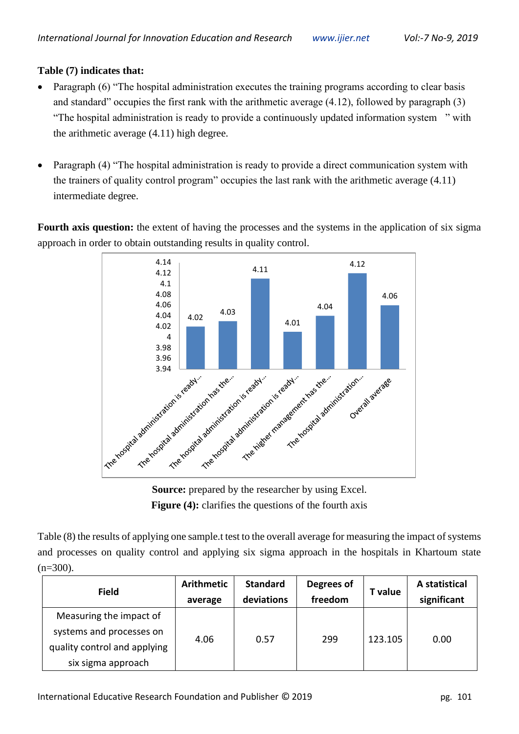**Table (7) indicates that:**

- Paragraph (6) “The hospital administration executes the training programs according to clear basis and standard” occupies the first rank with the arithmetic average (4.12), followed by paragraph (3) “The hospital administration is ready to provide a continuously updated information system ” with the arithmetic average (4.11) high degree.

- Paragraph (4) “The hospital administration is ready to provide a direct communication system with the trainers of quality control program” occupies the last rank with the arithmetic average (4.11) intermediate degree.

**Fourth axis question:** the extent of having the processes and the systems in the application of six sigma approach in order to obtain outstanding results in quality control.

**Source:** prepared by the researcher by using Excel.

**Figure (4):** clarifies the questions of the fourth axis

Table (8) the results of applying one sample.t test to the overall average for measuring the impact of systems and processes on quality control and applying six sigma approach in the hospitals in Khartoum state (n=300).

| Field | Arithmetic average | Standard deviations | Degrees of freedom | T value | A statistical significant |
|---|---|---|---|---|---|
| Measuring the impact of systems and processes on quality control and applying six sigma approach | 4.06 | 0.57 | 299 | 123.105 | 0.00 |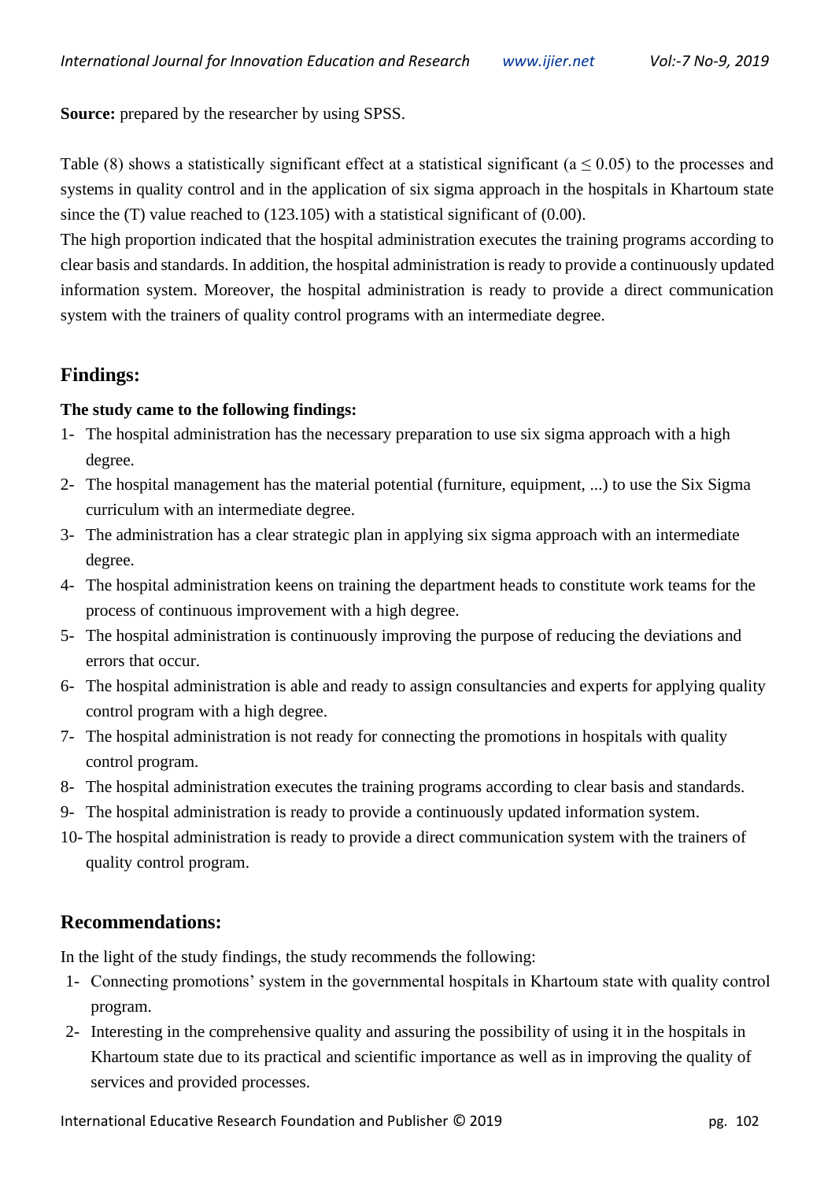**Source:** prepared by the researcher by using SPSS.

Table (8) shows a statistically significant effect at a statistical significant ($a \leq 0.05$) to the processes and systems in quality control and in the application of six sigma approach in the hospitals in Khartoum state since the (T) value reached to (123.105) with a statistical significant of (0.00).

The high proportion indicated that the hospital administration executes the training programs according to clear basis and standards. In addition, the hospital administration is ready to provide a continuously updated information system. Moreover, the hospital administration is ready to provide a direct communication system with the trainers of quality control programs with an intermediate degree.

## Findings:

**The study came to the following findings:**

1- The hospital administration has the necessary preparation to use six sigma approach with a high degree.
2- The hospital management has the material potential (furniture, equipment, ...) to use the Six Sigma curriculum with an intermediate degree.
3- The administration has a clear strategic plan in applying six sigma approach with an intermediate degree.
4- The hospital administration keens on training the department heads to constitute work teams for the process of continuous improvement with a high degree.
5- The hospital administration is continuously improving the purpose of reducing the deviations and errors that occur.
6- The hospital administration is able and ready to assign consultancies and experts for applying quality control program with a high degree.
7- The hospital administration is not ready for connecting the promotions in hospitals with quality control program.
8- The hospital administration executes the training programs according to clear basis and standards.
9- The hospital administration is ready to provide a continuously updated information system.
10- The hospital administration is ready to provide a direct communication system with the trainers of quality control program.

## Recommendations:

In the light of the study findings, the study recommends the following:

1- Connecting promotions' system in the governmental hospitals in Khartoum state with quality control program.
2- Interesting in the comprehensive quality and assuring the possibility of using it in the hospitals in Khartoum state due to its practical and scientific importance as well as in improving the quality of services and provided processes.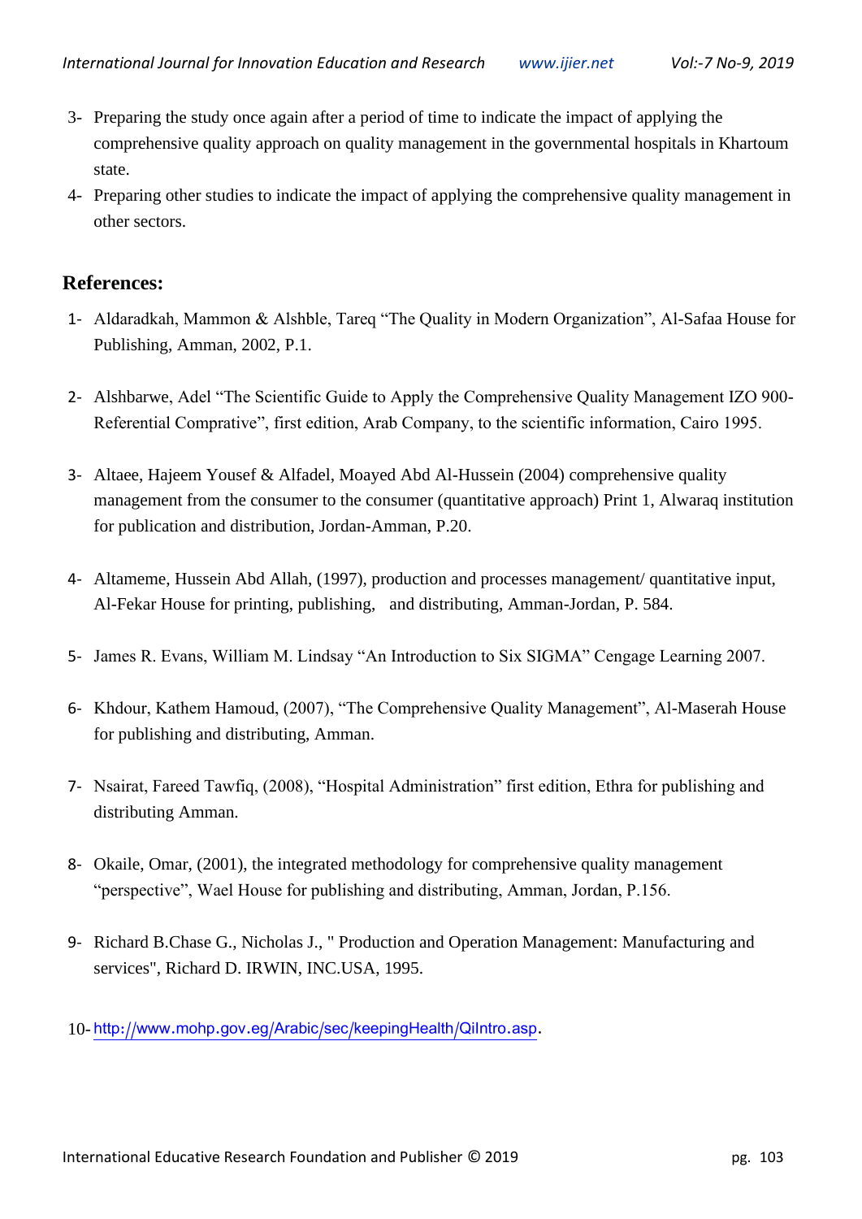3- Preparing the study once again after a period of time to indicate the impact of applying the comprehensive quality approach on quality management in the governmental hospitals in Khartoum state.
4- Preparing other studies to indicate the impact of applying the comprehensive quality management in other sectors.

## References:

1- Aldaradkah, Mammon & Alshble, Tareq "The Quality in Modern Organization", Al-Safaa House for Publishing, Amman, 2002, P.1.

2- Alshbarwe, Adel "The Scientific Guide to Apply the Comprehensive Quality Management IZO 900- Referential Comprative", first edition, Arab Company, to the scientific information, Cairo 1995.

3- Altaee, Hajeem Yousef & Alfadel, Moayed Abd Al-Hussein (2004) comprehensive quality management from the consumer to the consumer (quantitative approach) Print 1, Alwaraq institution for publication and distribution, Jordan-Amman, P.20.

4- Altameme, Hussein Abd Allah, (1997), production and processes management/ quantitative input, Al-Fekar House for printing, publishing, and distributing, Amman-Jordan, P. 584.

5- James R. Evans, William M. Lindsay "An Introduction to Six SIGMA" Cengage Learning 2007.

6- Khdour, Kathem Hamoud, (2007), "The Comprehensive Quality Management", Al-Maserah House for publishing and distributing, Amman.

7- Nsairat, Fareed Tawfiq, (2008), "Hospital Administration" first edition, Ethra for publishing and distributing Amman.

8- Okaile, Omar, (2001), the integrated methodology for comprehensive quality management "perspective", Wael House for publishing and distributing, Amman, Jordan, P.156.

9- Richard B.Chase G., Nicholas J., " Production and Operation Management: Manufacturing and services", Richard D. IRWIN, INC.USA, 1995.

10- http://www.mohp.gov.eg/Arabic/sec/keepingHealth/QiIntro.asp.